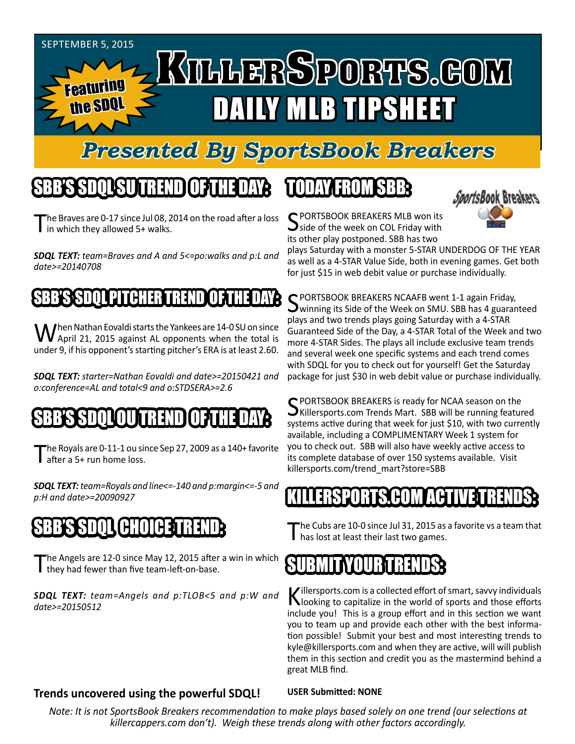SEPTEMBER 5, 2015

# KILLERSPORTS.COM DAILY MLB TIPSHEET

Featuring the SDQL

## Presented By SportsBook Breakers

## SBB'S SDQL SU TREND OF THE DAY:

The Braves are 0-17 since Jul 08, 2014 on the road after a loss in which they allowed 5+ walks.

***SDQL TEXT:** team=Braves and A and 5<=po:walks and p:L and date>=20140708*

## SBB'S SDQL PITCHER TREND OF THE DAY:

When Nathan Eovaldi starts the Yankees are 14-0 SU on since April 21, 2015 against AL opponents when the total is under 9, if his opponent's starting pitcher's ERA is at least 2.60.

***SDQL TEXT:** starter=Nathan Eovaldi and date>=20150421 and o:conference=AL and total<9 and o:STDSERA>=2.6*

## SBB'S SDQL OU TREND OF THE DAY:

The Royals are 0-11-1 ou since Sep 27, 2009 as a 140+ favorite after a 5+ run home loss.

***SDQL TEXT:** team=Royals and line<=-140 and p:margin<=-5 and p:H and date>=20090927*

## SBB'S SDQL CHOICE TREND:

The Angels are 12-0 since May 12, 2015 after a win in which they had fewer than five team-left-on-base.

***SDQL TEXT:** team=Angels and p:TLOB<5 and p:W and date>=20150512*

**Trends uncovered using the powerful SDQL!**

## TODAY FROM SBB:

SPORTSBOOK BREAKERS MLB won its side of the week on COL Friday with its other play postponed. SBB has two plays Saturday with a monster 5-STAR UNDERDOG OF THE YEAR as well as a 4-STAR Value Side, both in evening games. Get both for just $15 in web debit value or purchase individually.

SPORTSBOOK BREAKERS NCAAFB went 1-1 again Friday, winning its Side of the Week on SMU. SBB has 4 guaranteed plays and two trends plays going Saturday with a 4-STAR Guaranteed Side of the Day, a 4-STAR Total of the Week and two more 4-STAR Sides. The plays all include exclusive team trends and several week one specific systems and each trend comes with SDQL for you to check out for yourself! Get the Saturday package for just $30 in web debit value or purchase individually.

SPORTSBOOK BREAKERS is ready for NCAA season on the Killersports.com Trends Mart. SBB will be running featured systems active during that week for just $10, with two currently available, including a COMPLIMENTARY Week 1 system for you to check out. SBB will also have weekly active access to its complete database of over 150 systems available. Visit killersports.com/trend_mart?store=SBB

## KILLERSPORTS.COM ACTIVE TRENDS:

The Cubs are 10-0 since Jul 31, 2015 as a favorite vs a team that has lost at least their last two games.

## SUBMIT YOUR TRENDS:

Killersports.com is a collected effort of smart, savvy individuals looking to capitalize in the world of sports and those efforts include you! This is a group effort and in this section we want you to team up and provide each other with the best information possible! Submit your best and most interesting trends to kyle@killersports.com and when they are active, will will publish them in this section and credit you as the mastermind behind a great MLB find.

**USER Submitted: NONE**

*Note: It is not SportsBook Breakers recommendation to make plays based solely on one trend (our selections at killercappers.com don't). Weigh these trends along with other factors accordingly.*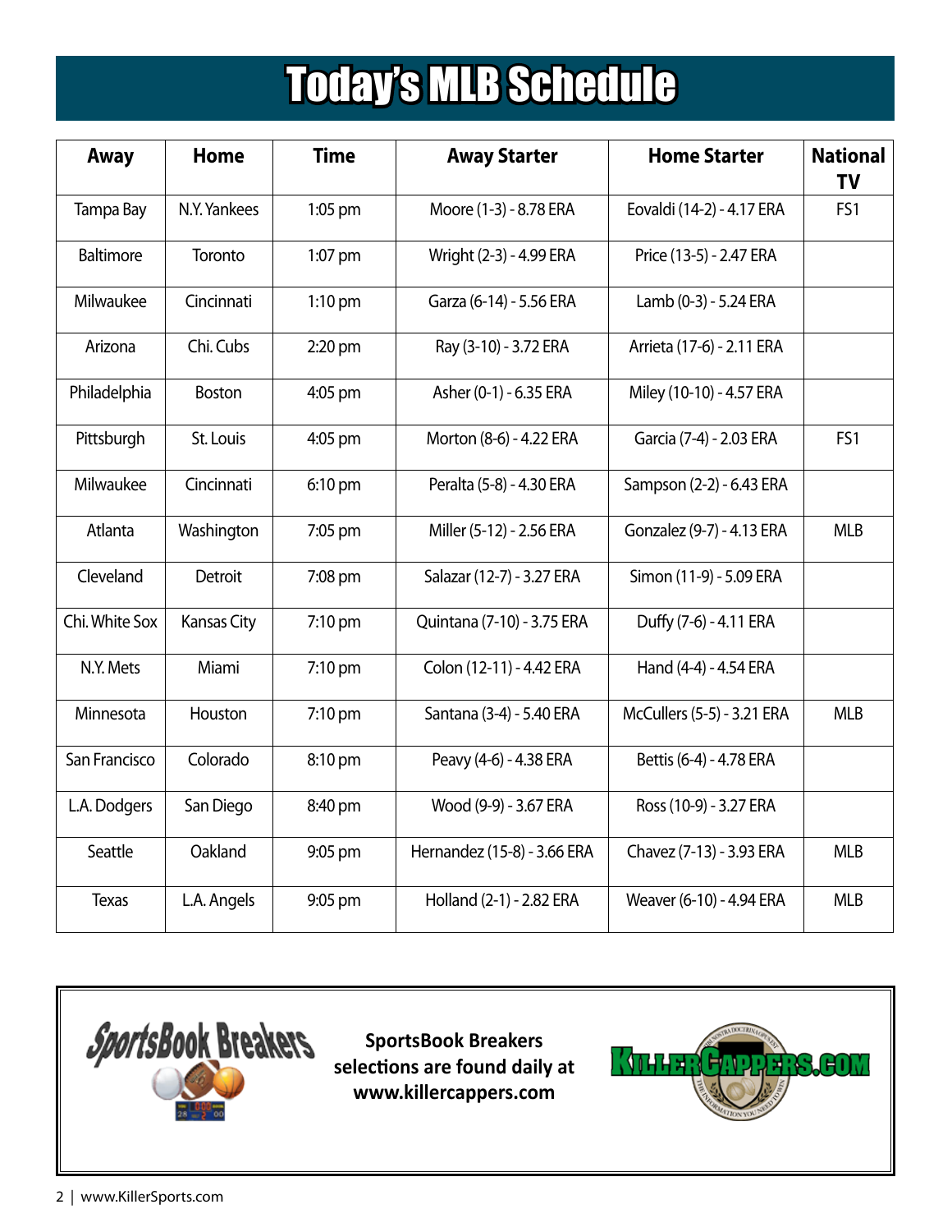# Today's MLB Schedule

| Away | Home | Time | Away Starter | Home Starter | National TV |
|---|---|---|---|---|---|
| Tampa Bay | N.Y. Yankees | 1:05 pm | Moore (1-3) - 8.78 ERA | Eovaldi (14-2) - 4.17 ERA | FS1 |
| Baltimore | Toronto | 1:07 pm | Wright (2-3) - 4.99 ERA | Price (13-5) - 2.47 ERA | |
| Milwaukee | Cincinnati | 1:10 pm | Garza (6-14) - 5.56 ERA | Lamb (0-3) - 5.24 ERA | |
| Arizona | Chi. Cubs | 2:20 pm | Ray (3-10) - 3.72 ERA | Arrieta (17-6) - 2.11 ERA | |
| Philadelphia | Boston | 4:05 pm | Asher (0-1) - 6.35 ERA | Miley (10-10) - 4.57 ERA | |
| Pittsburgh | St. Louis | 4:05 pm | Morton (8-6) - 4.22 ERA | Garcia (7-4) - 2.03 ERA | FS1 |
| Milwaukee | Cincinnati | 6:10 pm | Peralta (5-8) - 4.30 ERA | Sampson (2-2) - 6.43 ERA | |
| Atlanta | Washington | 7:05 pm | Miller (5-12) - 2.56 ERA | Gonzalez (9-7) - 4.13 ERA | MLB |
| Cleveland | Detroit | 7:08 pm | Salazar (12-7) - 3.27 ERA | Simon (11-9) - 5.09 ERA | |
| Chi. White Sox | Kansas City | 7:10 pm | Quintana (7-10) - 3.75 ERA | Duffy (7-6) - 4.11 ERA | |
| N.Y. Mets | Miami | 7:10 pm | Colon (12-11) - 4.42 ERA | Hand (4-4) - 4.54 ERA | |
| Minnesota | Houston | 7:10 pm | Santana (3-4) - 5.40 ERA | McCullers (5-5) - 3.21 ERA | MLB |
| San Francisco | Colorado | 8:10 pm | Peavy (4-6) - 4.38 ERA | Bettis (6-4) - 4.78 ERA | |
| L.A. Dodgers | San Diego | 8:40 pm | Wood (9-9) - 3.67 ERA | Ross (10-9) - 3.27 ERA | |
| Seattle | Oakland | 9:05 pm | Hernandez (15-8) - 3.66 ERA | Chavez (7-13) - 3.93 ERA | MLB |
| Texas | L.A. Angels | 9:05 pm | Holland (2-1) - 2.82 ERA | Weaver (6-10) - 4.94 ERA | MLB |

SportsBook Breakers

**SportsBook Breakers selections are found daily at www.killercappers.com**

KILLERCAPPERS.COM